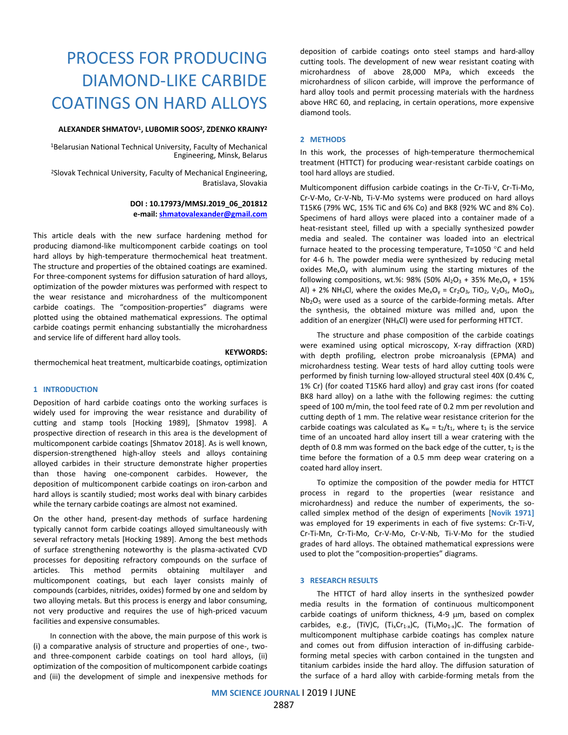# PROCESS FOR PRODUCING DIAMOND-LIKE CARBIDE COATINGS ON HARD ALLOYS

**ALEXANDER SHMATOV[1], LUBOMIR SOOS[2], ZDENKO KRAJNY[2]**

[1]Belarusian National Technical University, Faculty of Mechanical Engineering, Minsk, Belarus

[2]Slovak Technical University, Faculty of Mechanical Engineering, Bratislava, Slovakia

**DOI : 10.17973/MMSJ.2019_06_201812**
**e-mail: shmatovalexander@gmail.com**

This article deals with the new surface hardening method for producing diamond-like multicomponent carbide coatings on tool hard alloys by high-temperature thermochemical heat treatment. The structure and properties of the obtained coatings are examined. For three-component systems for diffusion saturation of hard alloys, optimization of the powder mixtures was performed with respect to the wear resistance and microhardness of the multicomponent carbide coatings. The "composition-properties" diagrams were plotted using the obtained mathematical expressions. The optimal carbide coatings permit enhancing substantially the microhardness and service life of different hard alloy tools.

**KEYWORDS:**

thermochemical heat treatment, multicarbide coatings, optimization

## 1 INTRODUCTION

Deposition of hard carbide coatings onto the working surfaces is widely used for improving the wear resistance and durability of cutting and stamp tools [Hocking 1989], [Shmatov 1998]. A prospective direction of research in this area is the development of multicomponent carbide coatings [Shmatov 2018]. As is well known, dispersion-strengthened high-alloy steels and alloys containing alloyed carbides in their structure demonstrate higher properties than those having one-component carbides. However, the deposition of multicomponent carbide coatings on iron-carbon and hard alloys is scantily studied; most works deal with binary carbides while the ternary carbide coatings are almost not examined.

On the other hand, present-day methods of surface hardening typically cannot form carbide coatings alloyed simultaneously with several refractory metals [Hocking 1989]. Among the best methods of surface strengthening noteworthy is the plasma-activated CVD processes for depositing refractory compounds on the surface of articles. This method permits obtaining multilayer and multicomponent coatings, but each layer consists mainly of compounds (carbides, nitrides, oxides) formed by one and seldom by two alloying metals. But this process is energy and labor consuming, not very productive and requires the use of high-priced vacuum facilities and expensive consumables.

In connection with the above, the main purpose of this work is (i) a comparative analysis of structure and properties of one-, two- and three-component carbide coatings on tool hard alloys, (ii) optimization of the composition of multicomponent carbide coatings and (iii) the development of simple and inexpensive methods for deposition of carbide coatings onto steel stamps and hard-alloy cutting tools. The development of new wear resistant coating with microhardness of above 28,000 MPa, which exceeds the microhardness of silicon carbide, will improve the performance of hard alloy tools and permit processing materials with the hardness above HRC 60, and replacing, in certain operations, more expensive diamond tools.

## 2 METHODS

In this work, the processes of high-temperature thermochemical treatment (HTTCT) for producing wear-resistant carbide coatings on tool hard alloys are studied.

Multicomponent diffusion carbide coatings in the Cr-Ti-V, Cr-Ti-Mo, Cr-V-Mo, Cr-V-Nb, Ti-V-Mo systems were produced on hard alloys T15K6 (79% WC, 15% TiC and 6% Co) and BK8 (92% WC and 8% Co). Specimens of hard alloys were placed into a container made of a heat-resistant steel, filled up with a specially synthesized powder media and sealed. The container was loaded into an electrical furnace heated to the processing temperature, T=1050 °C and held for 4-6 h. The powder media were synthesized by reducing metal oxides $Me_xO_y$ with aluminum using the starting mixtures of the following compositions, wt.%: 98% (50% $Al_2O_3$ + 35% $Me_xO_y$ + 15% Al) + 2% $NH_4Cl$, where the oxides $Me_xO_y$ = $Cr_2O_3$, $TiO_2$, $V_2O_5$, $MoO_3$, $Nb_2O_5$ were used as a source of the carbide-forming metals. After the synthesis, the obtained mixture was milled and, upon the addition of an energizer ($NH_4Cl$) were used for performing HTTCT.

The structure and phase composition of the carbide coatings were examined using optical microscopy, X-ray diffraction (XRD) with depth profiling, electron probe microanalysis (EPMA) and microhardness testing. Wear tests of hard alloy cutting tools were performed by finish turning low-alloyed structural steel 40X (0.4% C, 1% Cr) (for coated T15K6 hard alloy) and gray cast irons (for coated BK8 hard alloy) on a lathe with the following regimes: the cutting speed of 100 m/min, the tool feed rate of 0.2 mm per revolution and cutting depth of 1 mm. The relative wear resistance criterion for the carbide coatings was calculated as $K_w = t_2/t_1$, where $t_1$ is the service time of an uncoated hard alloy insert till a wear cratering with the depth of 0.8 mm was formed on the back edge of the cutter, $t_2$ is the time before the formation of a 0.5 mm deep wear cratering on a coated hard alloy insert.

To optimize the composition of the powder media for HTTCT process in regard to the properties (wear resistance and microhardness) and reduce the number of experiments, the so-called simplex method of the design of experiments [Novik 1971] was employed for 19 experiments in each of five systems: Cr-Ti-V, Cr-Ti-Mn, Cr-Ti-Mo, Cr-V-Mo, Cr-V-Nb, Ti-V-Mo for the studied grades of hard alloys. The obtained mathematical expressions were used to plot the "composition-properties" diagrams.

## 3 RESEARCH RESULTS

The HTTCT of hard alloy inserts in the synthesized powder media results in the formation of continuous multicomponent carbide coatings of uniform thickness, 4-9 μm, based on complex carbides, e.g., (TiV)C, $(Ti_xCr_{1-x})C$, $(Ti_xMo_{1-x})C$. The formation of multicomponent multiphase carbide coatings has complex nature and comes out from diffusion interaction of in-diffusing carbide-forming metal species with carbon contained in the tungsten and titanium carbides inside the hard alloy. The diffusion saturation of the surface of a hard alloy with carbide-forming metals from the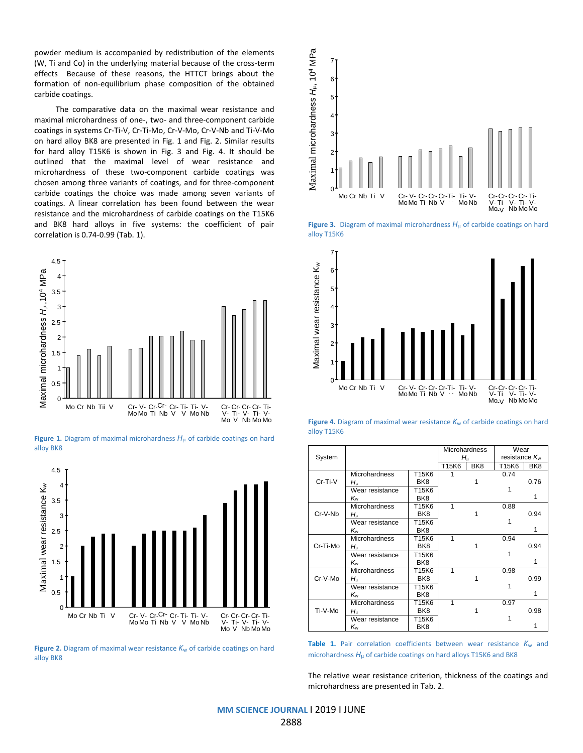powder medium is accompanied by redistribution of the elements (W, Ti and Co) in the underlying material because of the cross-term effects Because of these reasons, the HTTCT brings about the formation of non-equilibrium phase composition of the obtained carbide coatings.

The comparative data on the maximal wear resistance and maximal microhardness of one-, two- and three-component carbide coatings in systems Cr-Ti-V, Cr-Ti-Mo, Cr-V-Mo, Cr-V-Nb and Ti-V-Mo on hard alloy BK8 are presented in Fig. 1 and Fig. 2. Similar results for hard alloy T15K6 is shown in Fig. 3 and Fig. 4. It should be outlined that the maximal level of wear resistance and microhardness of these two-component carbide coatings was chosen among three variants of coatings, and for three-component carbide coatings the choice was made among seven variants of coatings. A linear correlation has been found between the wear resistance and the microhardness of carbide coatings on the T15K6 and BK8 hard alloys in five systems: the coefficient of pair correlation is 0.74-0.99 (Tab. 1).

**Figure 1.** Diagram of maximal microhardness $H_{\mu}$ of carbide coatings on hard alloy BK8

**Figure 2.** Diagram of maximal wear resistance $K_w$ of carbide coatings on hard alloy BK8

**Figure 3.** Diagram of maximal microhardness $H_{\mu}$ of carbide coatings on hard alloy T15K6

**Figure 4.** Diagram of maximal wear resistance $K_w$ of carbide coatings on hard alloy T15K6

| System | | | Microhardness $H_{\mu}$ | | Wear resistance $K_w$ | |
|---|---|---|---|---|---|---|
| | | | T15K6 | BK8 | T15K6 | BK8 |
| Cr-Ti-V | Microhardness $H_{\mu}$ | T15K6 | 1 | | 0.74 | |
| | | BK8 | | 1 | | 0.76 |
| | Wear resistance $K_w$ | T15K6 | | | 1 | |
| | | BK8 | | | | 1 |
| Cr-V-Nb | Microhardness $H_{\mu}$ | T15K6 | 1 | | 0.88 | |
| | | BK8 | | 1 | | 0.94 |
| | Wear resistance $K_w$ | T15K6 | | | 1 | |
| | | BK8 | | | | 1 |
| Cr-Ti-Mo | Microhardness $H_{\mu}$ | T15K6 | 1 | | 0.94 | |
| | | BK8 | | 1 | | 0.94 |
| | Wear resistance $K_w$ | T15K6 | | | 1 | |
| | | BK8 | | | | 1 |
| Cr-V-Mo | Microhardness $H_{\mu}$ | T15K6 | 1 | | 0.98 | |
| | | BK8 | | 1 | | 0.99 |
| | Wear resistance $K_w$ | T15K6 | | | 1 | |
| | | BK8 | | | | 1 |
| Ti-V-Mo | Microhardness $H_{\mu}$ | T15K6 | 1 | | 0.97 | |
| | | BK8 | | 1 | | 0.98 |
| | Wear resistance $K_w$ | T15K6 | | | 1 | |
| | | BK8 | | | | 1 |

**Table 1.** Pair correlation coefficients between wear resistance $K_w$ and microhardness $H_{\mu}$ of carbide coatings on hard alloys T15K6 and BK8

The relative wear resistance criterion, thickness of the coatings and microhardness are presented in Tab. 2.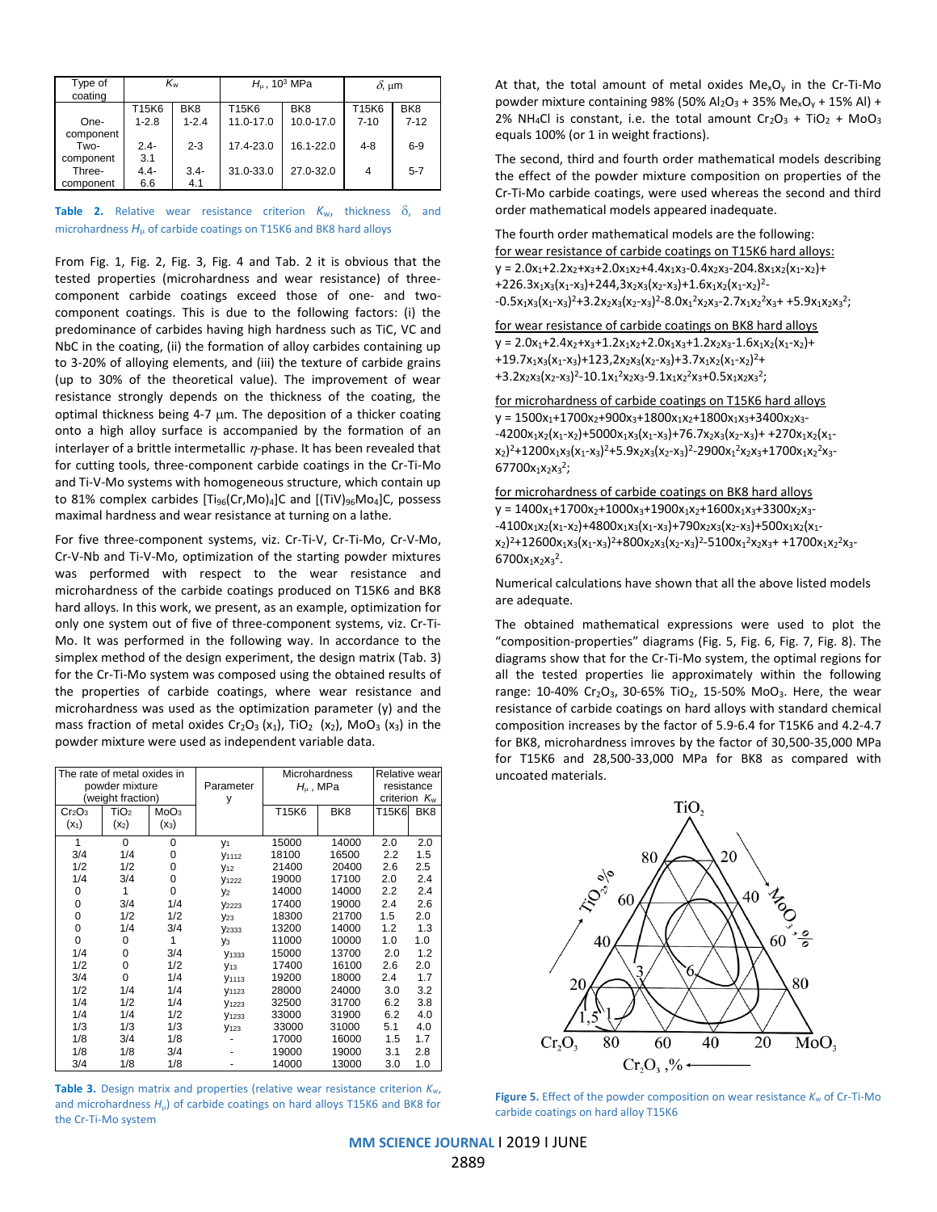| Type of coating | $K_w$ | | $H_\mu$, $10^3$ MPa | | $\delta$, μm | |
|---|---|---|---|---|---|---|
| | T15K6 | BK8 | T15K6 | BK8 | T15K6 | BK8 |
| One-component | 1-2.8 | 1-2.4 | 11.0-17.0 | 10.0-17.0 | 7-10 | 7-12 |
| Two-component | 2.4-3.1 | 2-3 | 17.4-23.0 | 16.1-22.0 | 4-8 | 6-9 |
| Three-component | 4.4-6.6 | 3.4-4.1 | 31.0-33.0 | 27.0-32.0 | 4 | 5-7 |

**Table 2.** Relative wear resistance criterion $K_w$, thickness $\delta$, and microhardness $H_\mu$ of carbide coatings on T15K6 and BK8 hard alloys

From Fig. 1, Fig. 2, Fig. 3, Fig. 4 and Tab. 2 it is obvious that the tested properties (microhardness and wear resistance) of three-component carbide coatings exceed those of one- and two-component coatings. This is due to the following factors: (i) the predominance of carbides having high hardness such as TiC, VC and NbC in the coating, (ii) the formation of alloy carbides containing up to 3-20% of alloying elements, and (iii) the texture of carbide grains (up to 30% of the theoretical value). The improvement of wear resistance strongly depends on the thickness of the coating, the optimal thickness being 4-7 μm. The deposition of a thicker coating onto a high alloy surface is accompanied by the formation of an interlayer of a brittle intermetallic $\eta$-phase. It has been revealed that for cutting tools, three-component carbide coatings in the Cr-Ti-Mo and Ti-V-Mo systems with homogeneous structure, which contain up to 81% complex carbides $[Ti_{96}(Cr,Mo)_4]C$ and $[(TiV)_{96}Mo_4]C$, possess maximal hardness and wear resistance at turning on a lathe.

For five three-component systems, viz. Cr-Ti-V, Cr-Ti-Mo, Cr-V-Mo, Cr-V-Nb and Ti-V-Mo, optimization of the starting powder mixtures was performed with respect to the wear resistance and microhardness of the carbide coatings produced on T15K6 and BK8 hard alloys. In this work, we present, as an example, optimization for only one system out of five of three-component systems, viz. Cr-Ti-Mo. It was performed in the following way. In accordance to the simplex method of the design experiment, the design matrix (Tab. 3) for the Cr-Ti-Mo system was composed using the obtained results of the properties of carbide coatings, where wear resistance and microhardness was used as the optimization parameter (y) and the mass fraction of metal oxides $Cr_2O_3$ ($x_1$), $TiO_2$ ($x_2$), $MoO_3$ ($x_3$) in the powder mixture were used as independent variable data.

| The rate of metal oxides in powder mixture (weight fraction) | | | Parameter y | Microhardness $H_\mu$, MPa | | Relative wear resistance criterion $K_w$ | |
|---|---|---|---|---|---|---|---|
| $Cr_2O_3$ ($x_1$) | $TiO_2$ ($x_2$) | $MoO_3$ ($x_3$) | | T15K6 | BK8 | T15K6 | BK8 |
| 1 | 0 | 0 | $y_1$ | 15000 | 14000 | 2.0 | 2.0 |
| 3/4 | 1/4 | 0 | $y_{1112}$ | 18100 | 16500 | 2.2 | 1.5 |
| 1/2 | 1/2 | 0 | $y_{12}$ | 21400 | 20400 | 2.6 | 2.5 |
| 1/4 | 3/4 | 0 | $y_{1222}$ | 19000 | 17100 | 2.0 | 2.4 |
| 0 | 1 | 0 | $y_2$ | 14000 | 14000 | 2.2 | 2.4 |
| 0 | 3/4 | 1/4 | $y_{2223}$ | 17400 | 19000 | 2.4 | 2.6 |
| 0 | 1/2 | 1/2 | $y_{23}$ | 18300 | 21700 | 1.5 | 2.0 |
| 0 | 1/4 | 3/4 | $y_{2333}$ | 13200 | 14000 | 1.2 | 1.3 |
| 0 | 0 | 1 | $y_3$ | 11000 | 10000 | 1.0 | 1.0 |
| 1/4 | 0 | 3/4 | $y_{1333}$ | 15000 | 13700 | 2.0 | 1.2 |
| 1/2 | 0 | 1/2 | $y_{13}$ | 17400 | 16100 | 2.6 | 2.0 |
| 3/4 | 0 | 1/4 | $y_{1113}$ | 19200 | 18000 | 2.4 | 1.7 |
| 1/2 | 1/4 | 1/4 | $y_{1123}$ | 28000 | 24000 | 3.0 | 3.2 |
| 1/4 | 1/2 | 1/4 | $y_{1223}$ | 32500 | 31700 | 6.2 | 3.8 |
| 1/4 | 1/4 | 1/2 | $y_{1233}$ | 33000 | 31900 | 6.2 | 4.0 |
| 1/3 | 1/3 | 1/3 | $y_{123}$ | 33000 | 31000 | 5.1 | 4.0 |
| 1/8 | 3/4 | 1/8 | - | 17000 | 16000 | 1.5 | 1.7 |
| 1/8 | 1/8 | 3/4 | - | 19000 | 19000 | 3.1 | 2.8 |
| 3/4 | 1/8 | 1/8 | - | 14000 | 13000 | 3.0 | 1.0 |

**Table 3.** Design matrix and properties (relative wear resistance criterion $K_w$, and microhardness $H_\mu$) of carbide coatings on hard alloys T15K6 and BK8 for the Cr-Ti-Mo system

At that, the total amount of metal oxides $Me_xO_y$ in the Cr-Ti-Mo powder mixture containing 98% (50% $Al_2O_3$ + 35% $Me_xO_y$ + 15% Al) + 2% $NH_4Cl$ is constant, i.e. the total amount $Cr_2O_3$ + $TiO_2$ + $MoO_3$ equals 100% (or 1 in weight fractions).

The second, third and fourth order mathematical models describing the effect of the powder mixture composition on properties of the Cr-Ti-Mo carbide coatings, were used whereas the second and third order mathematical models appeared inadequate.

The fourth order mathematical models are the following:

for wear resistance of carbide coatings on T15K6 hard alloys:

$$y = 2.0x_1+2.2x_2+x_3+2.0x_1x_2+4.4x_1x_3-0.4x_2x_3-204.8x_1x_2(x_1-x_2)+226.3x_1x_3(x_1-x_3)+244.3x_2x_3(x_2-x_3)+1.6x_1x_2(x_1-x_2)^2-0.5x_1x_3(x_1-x_3)^2+3.2x_2x_3(x_2-x_3)^2-8.0x_1^2x_2x_3-2.7x_1x_2^2x_3+5.9x_1x_2x_3^2;$$

for wear resistance of carbide coatings on BK8 hard alloys

$$y = 2.0x_1+2.4x_2+x_3+1.2x_1x_2+2.0x_1x_3+1.2x_2x_3-1.6x_1x_2(x_1-x_2)+19.7x_1x_3(x_1-x_3)+123.2x_2x_3(x_2-x_3)+3.7x_1x_2(x_1-x_2)^2+3.2x_2x_3(x_2-x_3)^2-10.1x_1^2x_2x_3-9.1x_1x_2^2x_3+0.5x_1x_2x_3^2;$$

for microhardness of carbide coatings on T15K6 hard alloys

$$y = 1500x_1+1700x_2+900x_3+1800x_1x_2+1800x_1x_3+3400x_2x_3-4200x_1x_2(x_1-x_2)+5000x_1x_3(x_1-x_3)+76.7x_2x_3(x_2-x_3)+270x_1x_2(x_1-x_2)^2+1200x_1x_3(x_1-x_3)^2+5.9x_2x_3(x_2-x_3)^2-2900x_1^2x_2x_3+1700x_1x_2^2x_3-67700x_1x_2x_3^2;$$

for microhardness of carbide coatings on BK8 hard alloys

$$y = 1400x_1+1700x_2+1000x_3+1900x_1x_2+1600x_1x_3+3300x_2x_3-4100x_1x_2(x_1-x_2)+4800x_1x_3(x_1-x_3)+790x_2x_3(x_2-x_3)+500x_1x_2(x_1-x_2)^2+12600x_1x_3(x_1-x_3)^2+800x_2x_3(x_2-x_3)^2-5100x_1^2x_2x_3+1700x_1x_2^2x_3-6700x_1x_2x_3^2.$$

Numerical calculations have shown that all the above listed models are adequate.

The obtained mathematical expressions were used to plot the "composition-properties" diagrams (Fig. 5, Fig. 6, Fig. 7, Fig. 8). The diagrams show that for the Cr-Ti-Mo system, the optimal regions for all the tested properties lie approximately within the following range: 10-40% $Cr_2O_3$, 30-65% $TiO_2$, 15-50% $MoO_3$. Here, the wear resistance of carbide coatings on hard alloys with standard chemical composition increases by the factor of 5.9-6.4 for T15K6 and 4.2-4.7 for BK8, microhardness imroves by the factor of 30,500-35,000 MPa for T15K6 and 28,500-33,000 MPa for BK8 as compared with uncoated materials.

**Figure 5.** Effect of the powder composition on wear resistance $K_w$ of Cr-Ti-Mo carbide coatings on hard alloy T15K6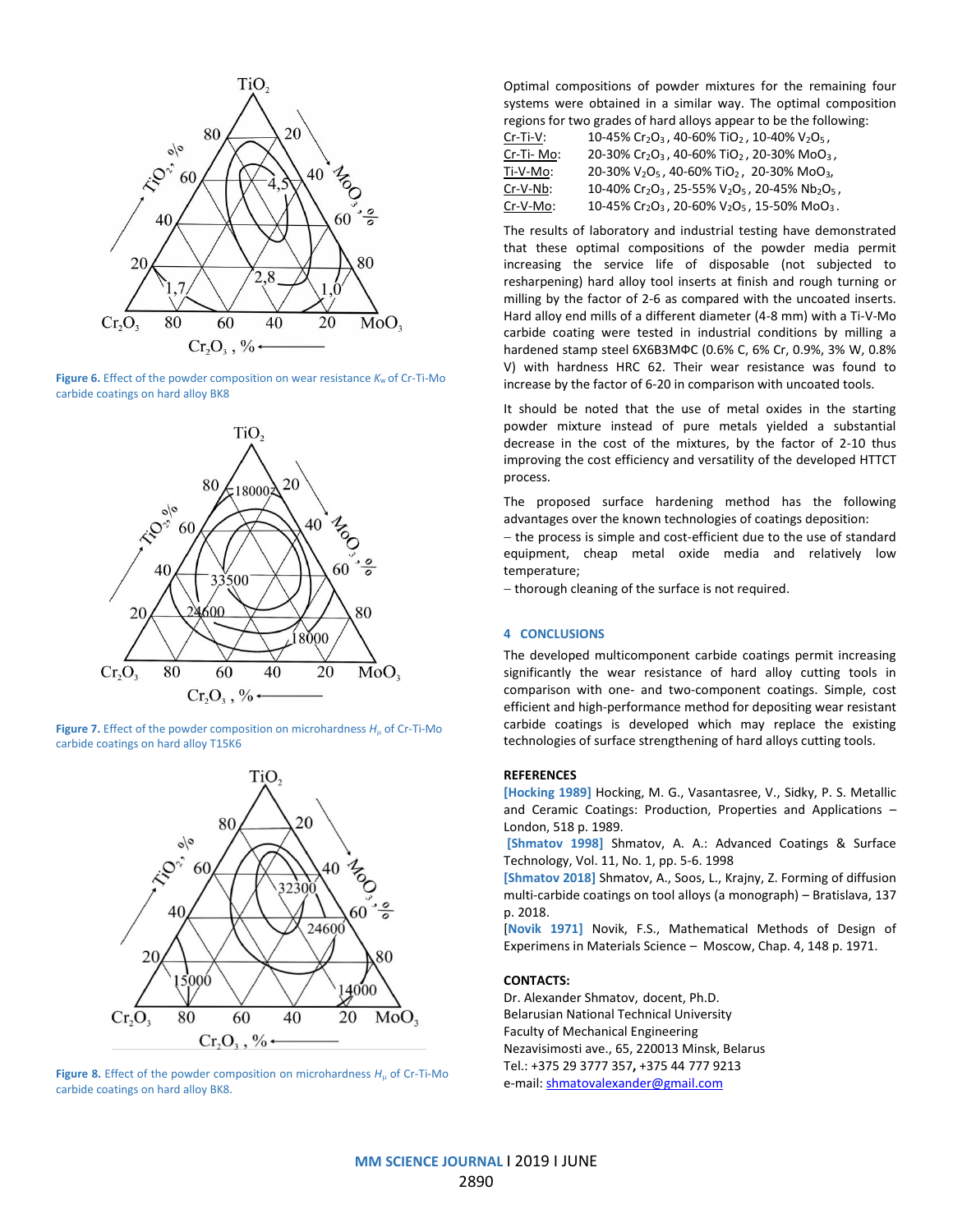TiO$_2$

80 20

TiO$_2$, %

60 40 MoO$_3$, %

4,5

40 60

20 80

2,8

1,7 1,0

Cr$_2$O$_3$ 80 60 40 20 MoO$_3$

Cr$_2$O$_3$, %

**Figure 6.** Effect of the powder composition on wear resistance $K_w$ of Cr-Ti-Mo carbide coatings on hard alloy BK8

TiO$_2$

80 18000 20

TiO$_2$, %

60 40 MoO$_3$, %

40 60

33500

20 24600 80

18000

Cr$_2$O$_3$ 80 60 40 20 MoO$_3$

Cr$_2$O$_3$, %

**Figure 7.** Effect of the powder composition on microhardness $H_\mu$ of Cr-Ti-Mo carbide coatings on hard alloy T15K6

TiO$_2$

80 20

TiO$_2$, %

60 40 MoO$_3$, %

32300

40 60

24600

20 80

15000

14000

Cr$_2$O$_3$ 80 60 40 20 MoO$_3$

Cr$_2$O$_3$, %

**Figure 8.** Effect of the powder composition on microhardness $H_\mu$ of Cr-Ti-Mo carbide coatings on hard alloy BK8.

Optimal compositions of powder mixtures for the remaining four systems were obtained in a similar way. The optimal composition regions for two grades of hard alloys appear to be the following:

Cr-Ti-V: 10-45% $Cr_2O_3$, 40-60% $TiO_2$, 10-40% $V_2O_5$,

Cr-Ti- Mo: 20-30% $Cr_2O_3$, 40-60% $TiO_2$, 20-30% $MoO_3$,

Ti-V-Mo: 20-30% $V_2O_5$, 40-60% $TiO_2$, 20-30% $MoO_3$,

Cr-V-Nb: 10-40% $Cr_2O_3$, 25-55% $V_2O_5$, 20-45% $Nb_2O_5$,

Cr-V-Mo: 10-45% $Cr_2O_3$, 20-60% $V_2O_5$, 15-50% $MoO_3$.

The results of laboratory and industrial testing have demonstrated that these optimal compositions of the powder media permit increasing the service life of disposable (not subjected to resharpening) hard alloy tool inserts at finish and rough turning or milling by the factor of 2-6 as compared with the uncoated inserts. Hard alloy end mills of a different diameter (4-8 mm) with a Ti-V-Mo carbide coating were tested in industrial conditions by milling a hardened stamp steel 6Х6В3МФС (0.6% C, 6% Cr, 0.9%, 3% W, 0.8% V) with hardness HRC 62. Their wear resistance was found to increase by the factor of 6-20 in comparison with uncoated tools.

It should be noted that the use of metal oxides in the starting powder mixture instead of pure metals yielded a substantial decrease in the cost of the mixtures, by the factor of 2-10 thus improving the cost efficiency and versatility of the developed HTTCT process.

The proposed surface hardening method has the following advantages over the known technologies of coatings deposition:

– the process is simple and cost-efficient due to the use of standard equipment, cheap metal oxide media and relatively low temperature;

– thorough cleaning of the surface is not required.

## 4 CONCLUSIONS

The developed multicomponent carbide coatings permit increasing significantly the wear resistance of hard alloy cutting tools in comparison with one- and two-component coatings. Simple, cost efficient and high-performance method for depositing wear resistant carbide coatings is developed which may replace the existing technologies of surface strengthening of hard alloys cutting tools.

## REFERENCES

[Hocking 1989] Hocking, M. G., Vasantasree, V., Sidky, P. S. Metallic and Ceramic Coatings: Production, Properties and Applications – London, 518 p. 1989.

[Shmatov 1998] Shmatov, A. A.: Advanced Coatings & Surface Technology, Vol. 11, No. 1, pp. 5-6. 1998

[Shmatov 2018] Shmatov, A., Soos, L., Krajny, Z. Forming of diffusion multi-carbide coatings on tool alloys (a monograph) – Bratislava, 137 p. 2018.

[Novik 1971] Novik, F.S., Mathematical Methods of Design of Experimens in Materials Science – Moscow, Chap. 4, 148 p. 1971.

## CONTACTS:

Dr. Alexander Shmatov, docent, Ph.D.
Belarusian National Technical University
Faculty of Mechanical Engineering
Nezavisimosti ave., 65, 220013 Minsk, Belarus
Tel.: +375 29 3777 357, +375 44 777 9213
e-mail: shmatovalexander@gmail.com